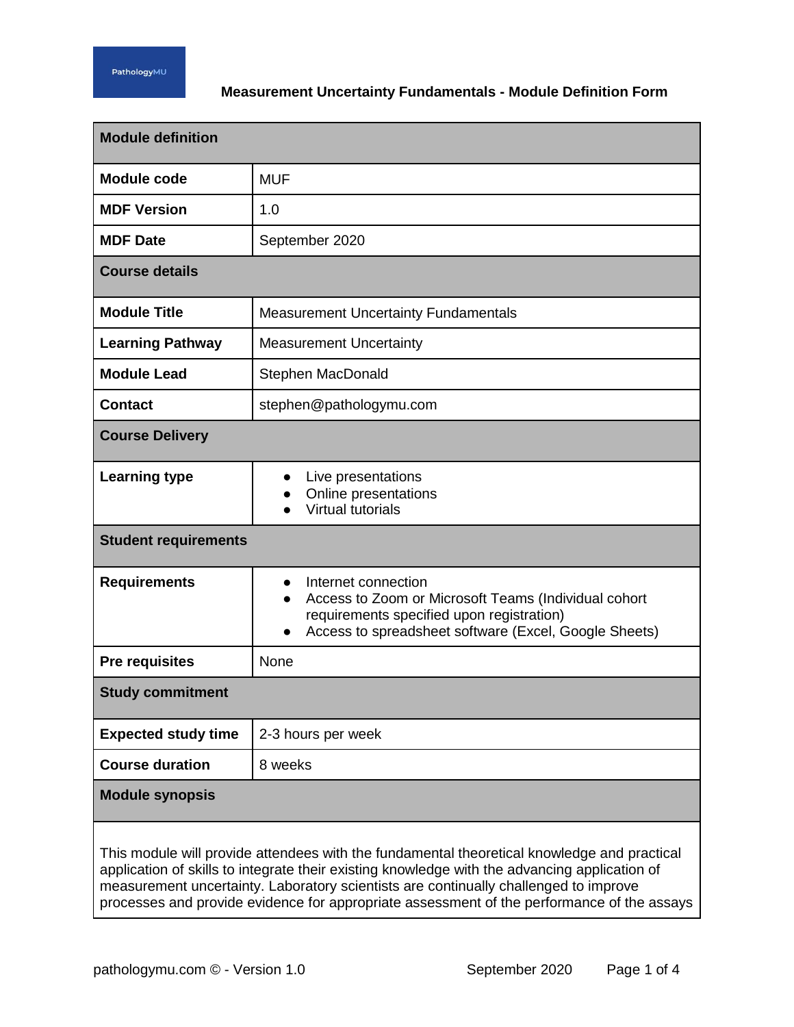PathologyMU

# Measurement Uncertainty Fundamentals - Module Definition Form

| **Module definition** | |
|---|---|
| **Module code** | MUF |
| **MDF Version** | 1.0 |
| **MDF Date** | September 2020 |
| **Course details** | |
| **Module Title** | Measurement Uncertainty Fundamentals |
| **Learning Pathway** | Measurement Uncertainty |
| **Module Lead** | Stephen MacDonald |
| **Contact** | stephen@pathologymu.com |
| **Course Delivery** | |
| **Learning type** | • Live presentations<br>• Online presentations<br>• Virtual tutorials |
| **Student requirements** | |
| **Requirements** | • Internet connection<br>• Access to Zoom or Microsoft Teams (Individual cohort requirements specified upon registration)<br>• Access to spreadsheet software (Excel, Google Sheets) |
| **Pre requisites** | None |
| **Study commitment** | |
| **Expected study time** | 2-3 hours per week |
| **Course duration** | 8 weeks |
| **Module synopsis** | |

This module will provide attendees with the fundamental theoretical knowledge and practical application of skills to integrate their existing knowledge with the advancing application of measurement uncertainty. Laboratory scientists are continually challenged to improve processes and provide evidence for appropriate assessment of the performance of the assays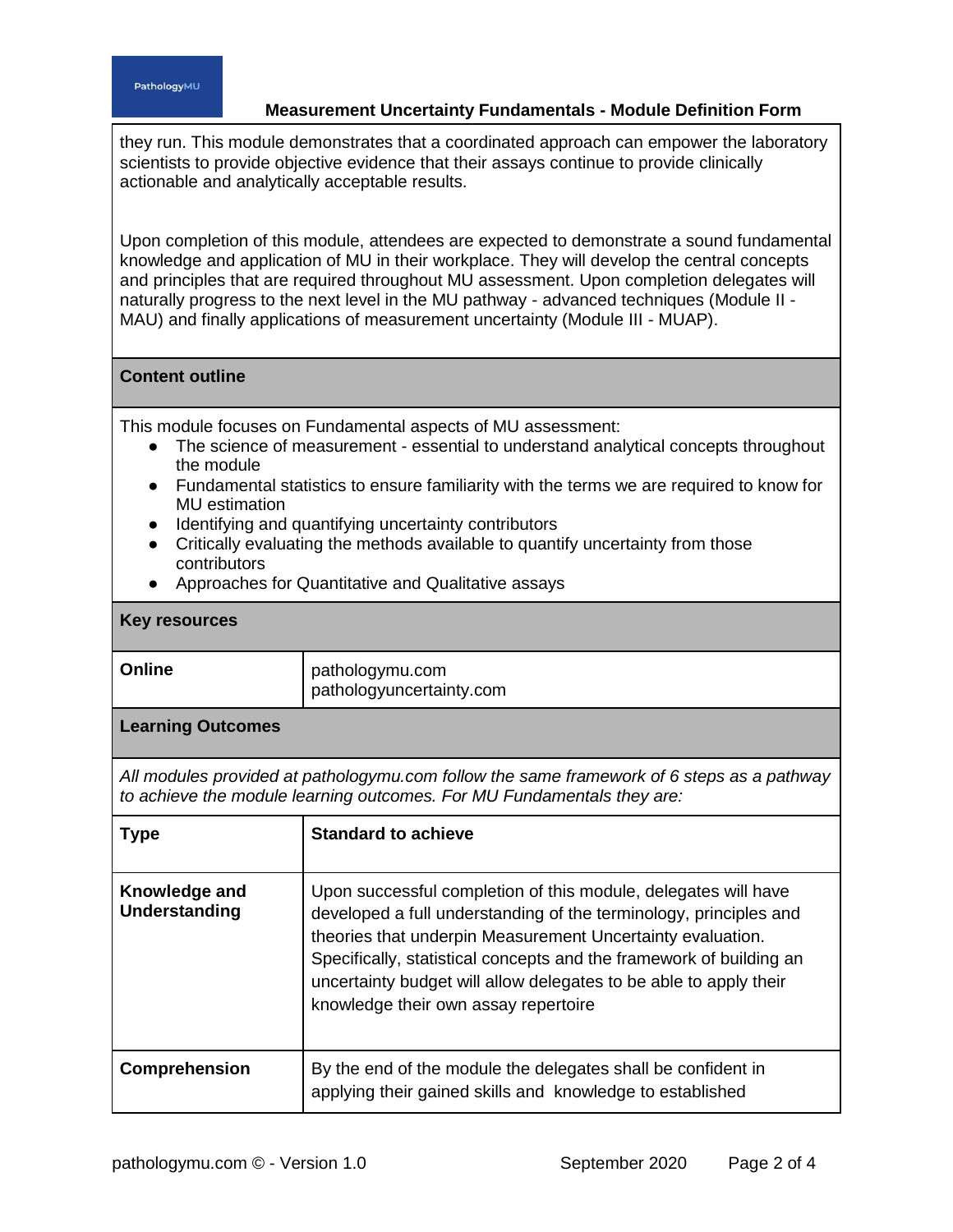they run. This module demonstrates that a coordinated approach can empower the laboratory scientists to provide objective evidence that their assays continue to provide clinically actionable and analytically acceptable results.

Upon completion of this module, attendees are expected to demonstrate a sound fundamental knowledge and application of MU in their workplace. They will develop the central concepts and principles that are required throughout MU assessment. Upon completion delegates will naturally progress to the next level in the MU pathway - advanced techniques (Module II - MAU) and finally applications of measurement uncertainty (Module III - MUAP).

## Content outline

This module focuses on Fundamental aspects of MU assessment:

- The science of measurement - essential to understand analytical concepts throughout the module
- Fundamental statistics to ensure familiarity with the terms we are required to know for MU estimation
- Identifying and quantifying uncertainty contributors
- Critically evaluating the methods available to quantify uncertainty from those contributors
- Approaches for Quantitative and Qualitative assays

## Key resources

| | |
|---|---|
| **Online** | pathologymu.com<br>pathologyuncertainty.com |

## Learning Outcomes

*All modules provided at pathologymu.com follow the same framework of 6 steps as a pathway to achieve the module learning outcomes. For MU Fundamentals they are:*

| **Type** | **Standard to achieve** |
|---|---|
| **Knowledge and Understanding** | Upon successful completion of this module, delegates will have developed a full understanding of the terminology, principles and theories that underpin Measurement Uncertainty evaluation. Specifically, statistical concepts and the framework of building an uncertainty budget will allow delegates to be able to apply their knowledge their own assay repertoire |
| **Comprehension** | By the end of the module the delegates shall be confident in applying their gained skills and knowledge to established |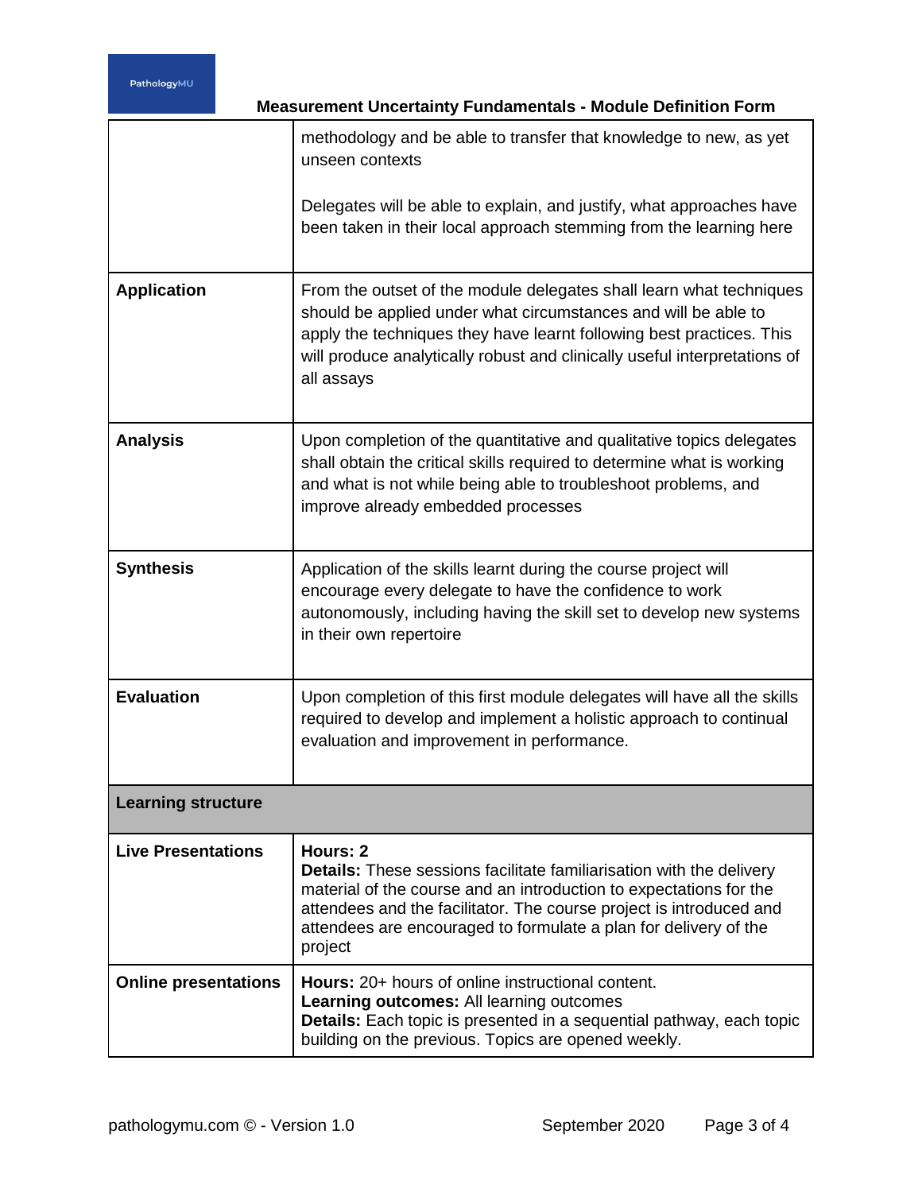| | |
|---|---|
| | methodology and be able to transfer that knowledge to new, as yet unseen contexts<br><br>Delegates will be able to explain, and justify, what approaches have been taken in their local approach stemming from the learning here |
| **Application** | From the outset of the module delegates shall learn what techniques should be applied under what circumstances and will be able to apply the techniques they have learnt following best practices. This will produce analytically robust and clinically useful interpretations of all assays |
| **Analysis** | Upon completion of the quantitative and qualitative topics delegates shall obtain the critical skills required to determine what is working and what is not while being able to troubleshoot problems, and improve already embedded processes |
| **Synthesis** | Application of the skills learnt during the course project will encourage every delegate to have the confidence to work autonomously, including having the skill set to develop new systems in their own repertoire |
| **Evaluation** | Upon completion of this first module delegates will have all the skills required to develop and implement a holistic approach to continual evaluation and improvement in performance. |
| **Learning structure** | |
| **Live Presentations** | **Hours: 2**<br>**Details:** These sessions facilitate familiarisation with the delivery material of the course and an introduction to expectations for the attendees and the facilitator. The course project is introduced and attendees are encouraged to formulate a plan for delivery of the project |
| **Online presentations** | **Hours:** 20+ hours of online instructional content.<br>**Learning outcomes:** All learning outcomes<br>**Details:** Each topic is presented in a sequential pathway, each topic building on the previous. Topics are opened weekly. |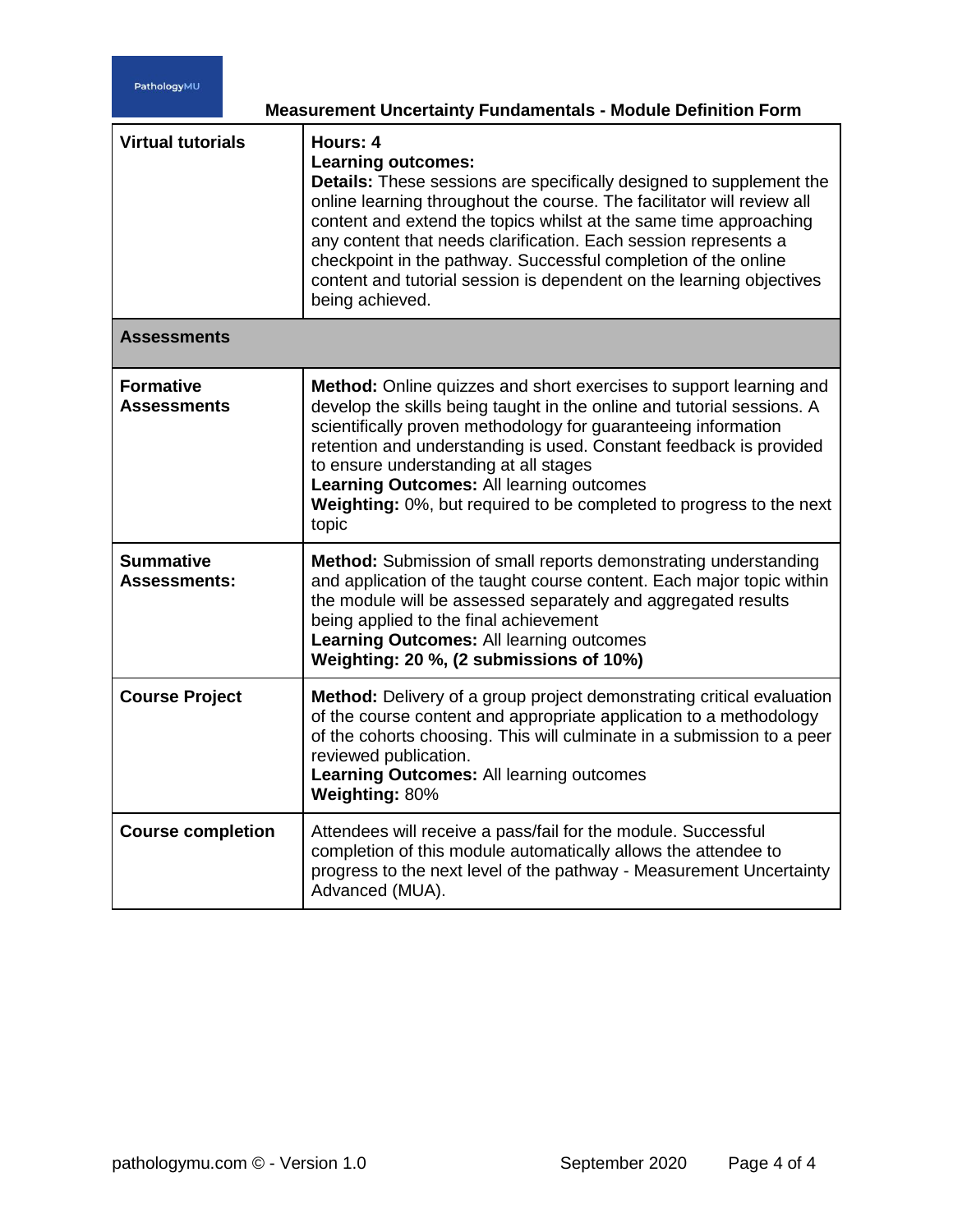| | |
|---|---|
| **Virtual tutorials** | **Hours: 4**<br>**Learning outcomes:**<br>**Details:** These sessions are specifically designed to supplement the online learning throughout the course. The facilitator will review all content and extend the topics whilst at the same time approaching any content that needs clarification. Each session represents a checkpoint in the pathway. Successful completion of the online content and tutorial session is dependent on the learning objectives being achieved. |
| **Assessments** | |
| **Formative Assessments** | **Method:** Online quizzes and short exercises to support learning and develop the skills being taught in the online and tutorial sessions. A scientifically proven methodology for guaranteeing information retention and understanding is used. Constant feedback is provided to ensure understanding at all stages<br>**Learning Outcomes:** All learning outcomes<br>**Weighting:** 0%, but required to be completed to progress to the next topic |
| **Summative Assessments:** | **Method:** Submission of small reports demonstrating understanding and application of the taught course content. Each major topic within the module will be assessed separately and aggregated results being applied to the final achievement<br>**Learning Outcomes:** All learning outcomes<br>**Weighting: 20 %, (2 submissions of 10%)** |
| **Course Project** | **Method:** Delivery of a group project demonstrating critical evaluation of the course content and appropriate application to a methodology of the cohorts choosing. This will culminate in a submission to a peer reviewed publication.<br>**Learning Outcomes:** All learning outcomes<br>**Weighting:** 80% |
| **Course completion** | Attendees will receive a pass/fail for the module. Successful completion of this module automatically allows the attendee to progress to the next level of the pathway - Measurement Uncertainty Advanced (MUA). |